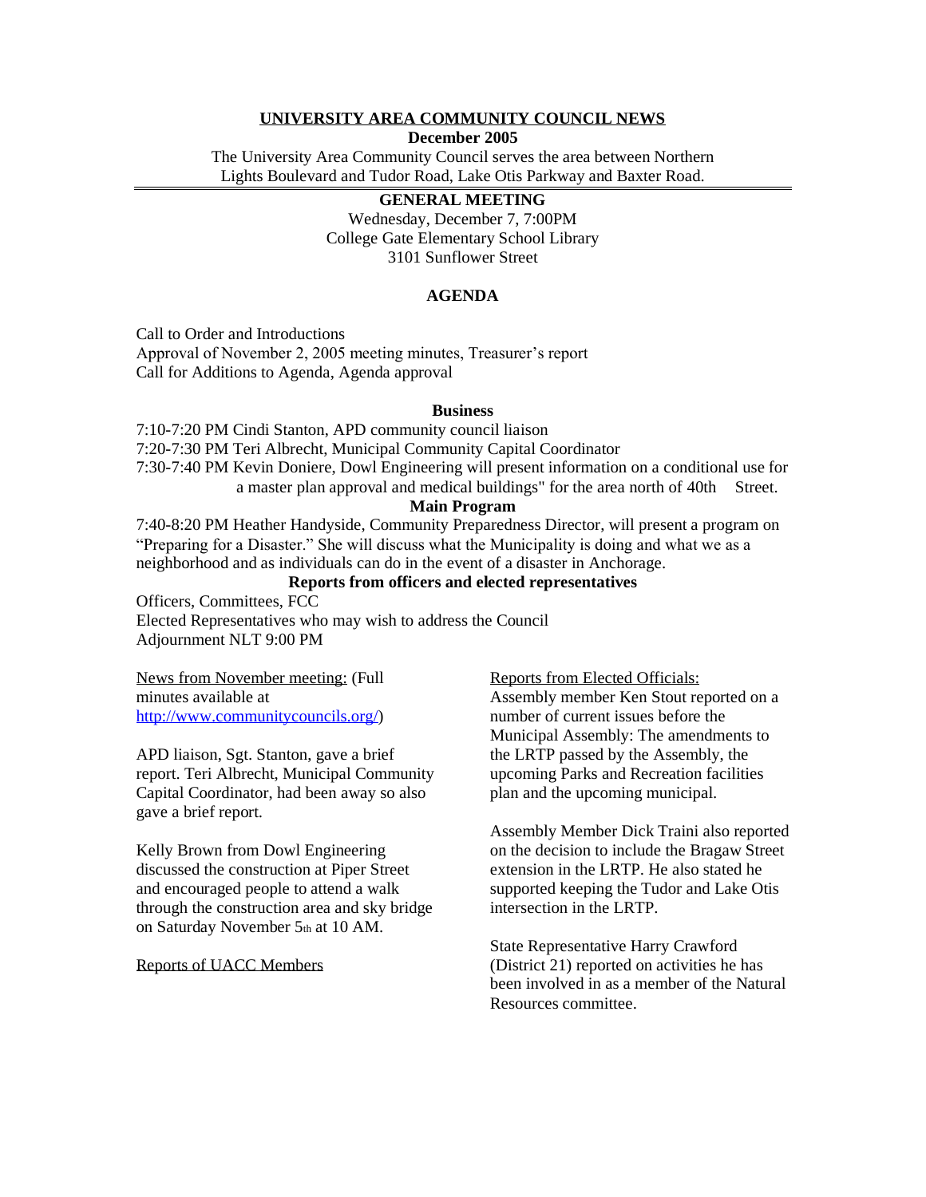# UNIVERSITY AREA COMMUNITY COUNCIL NEWS

**December 2005**

The University Area Community Council serves the area between Northern Lights Boulevard and Tudor Road, Lake Otis Parkway and Baxter Road.

## GENERAL MEETING

Wednesday, December 7, 7:00PM
College Gate Elementary School Library
3101 Sunflower Street

### AGENDA

Call to Order and Introductions
Approval of November 2, 2005 meeting minutes, Treasurer's report
Call for Additions to Agenda, Agenda approval

**Business**

7:10-7:20 PM Cindi Stanton, APD community council liaison
7:20-7:30 PM Teri Albrecht, Municipal Community Capital Coordinator
7:30-7:40 PM Kevin Doniere, Dowl Engineering will present information on a conditional use for a master plan approval and medical buildings" for the area north of 40th Street.

**Main Program**

7:40-8:20 PM Heather Handyside, Community Preparedness Director, will present a program on "Preparing for a Disaster." She will discuss what the Municipality is doing and what we as a neighborhood and as individuals can do in the event of a disaster in Anchorage.

**Reports from officers and elected representatives**

Officers, Committees, FCC
Elected Representatives who may wish to address the Council
Adjournment NLT 9:00 PM

News from November meeting: (Full minutes available at http://www.communitycouncils.org/)

APD liaison, Sgt. Stanton, gave a brief report. Teri Albrecht, Municipal Community Capital Coordinator, had been away so also gave a brief report.

Kelly Brown from Dowl Engineering discussed the construction at Piper Street and encouraged people to attend a walk through the construction area and sky bridge on Saturday November 5th at 10 AM.

Reports of UACC Members

Reports from Elected Officials:
Assembly member Ken Stout reported on a number of current issues before the Municipal Assembly: The amendments to the LRTP passed by the Assembly, the upcoming Parks and Recreation facilities plan and the upcoming municipal.

Assembly Member Dick Traini also reported on the decision to include the Bragaw Street extension in the LRTP. He also stated he supported keeping the Tudor and Lake Otis intersection in the LRTP.

State Representative Harry Crawford (District 21) reported on activities he has been involved in as a member of the Natural Resources committee.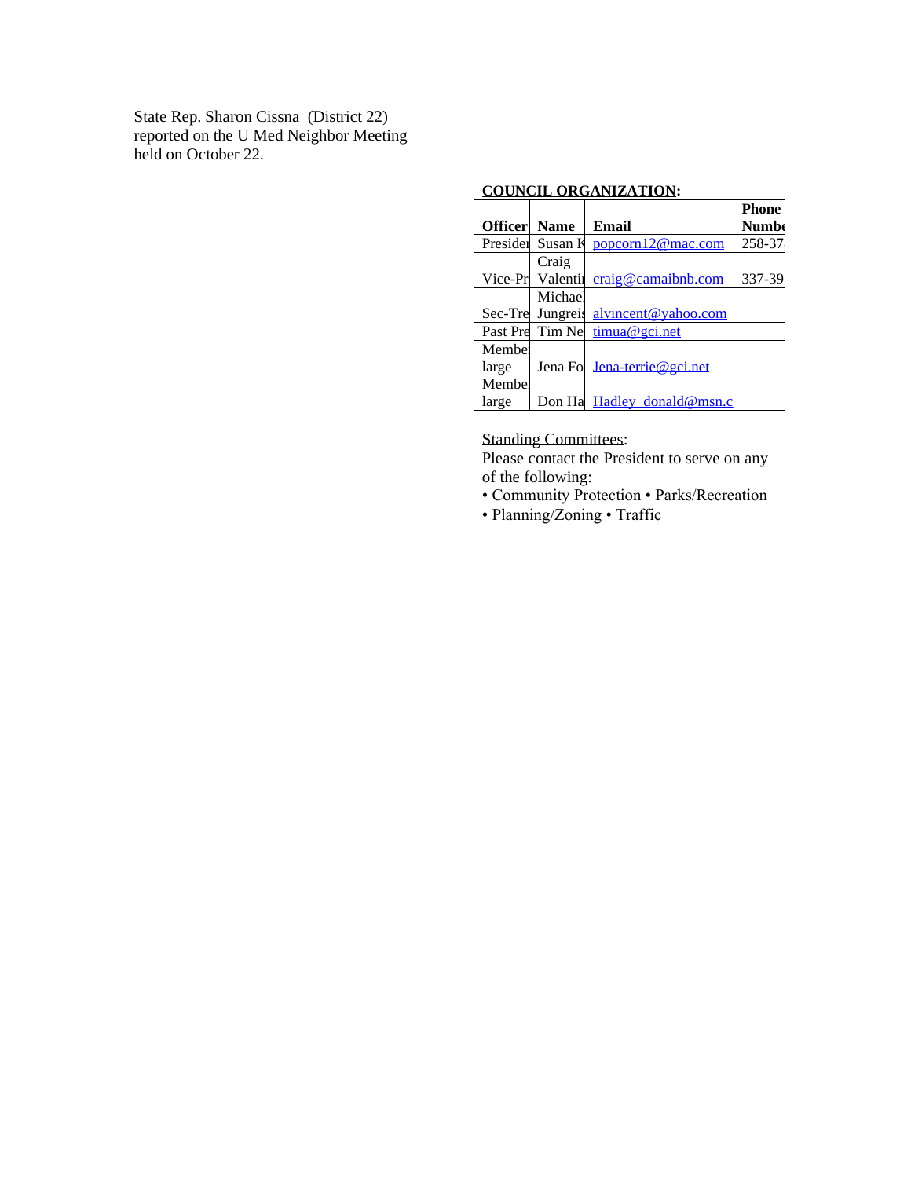State Rep. Sharon Cissna (District 22) reported on the U Med Neighbor Meeting held on October 22.

**COUNCIL ORGANIZATION:**

| Officer | Name | Email | Phone Numbe |
|---|---|---|---|
| Presider | Susan K | popcorn12@mac.com | 258-37 |
| Vice-Pr | Craig Valentir | craig@camaibnb.com | 337-39 |
| Sec-Tre | Michael Jungreis | alvincent@yahoo.com | |
| Past Pre | Tim Ne | timua@gci.net | |
| Member large | Jena Fo | Jena-terrie@gci.net | |
| Member large | Don Ha | Hadley_donald@msn.c | |

Standing Committees:
Please contact the President to serve on any of the following:
• Community Protection • Parks/Recreation
• Planning/Zoning • Traffic